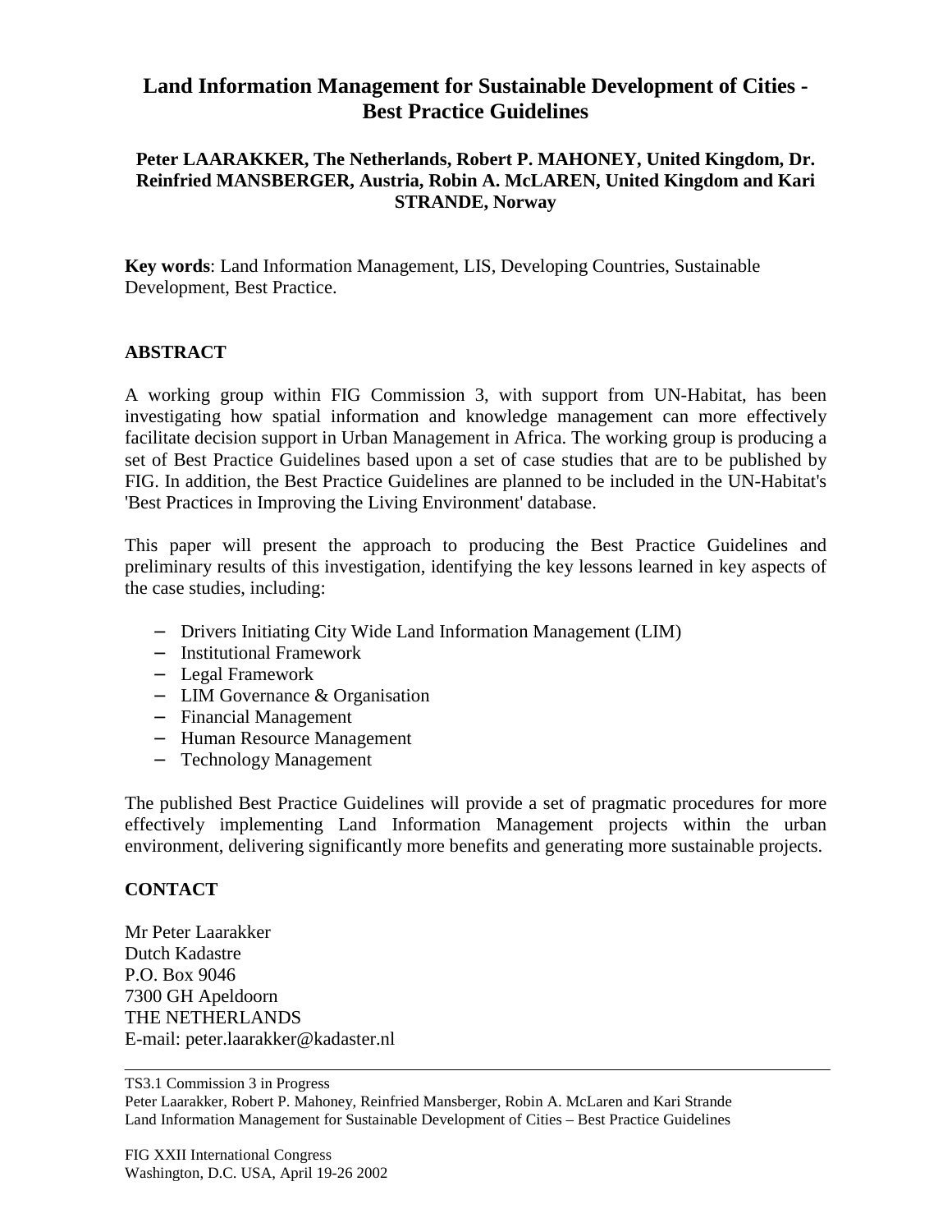# Land Information Management for Sustainable Development of Cities - Best Practice Guidelines

**Peter LAARAKKER, The Netherlands, Robert P. MAHONEY, United Kingdom, Dr. Reinfried MANSBERGER, Austria, Robin A. McLAREN, United Kingdom and Kari STRANDE, Norway**

**Key words**: Land Information Management, LIS, Developing Countries, Sustainable Development, Best Practice.

## ABSTRACT

A working group within FIG Commission 3, with support from UN-Habitat, has been investigating how spatial information and knowledge management can more effectively facilitate decision support in Urban Management in Africa. The working group is producing a set of Best Practice Guidelines based upon a set of case studies that are to be published by FIG. In addition, the Best Practice Guidelines are planned to be included in the UN-Habitat's 'Best Practices in Improving the Living Environment' database.

This paper will present the approach to producing the Best Practice Guidelines and preliminary results of this investigation, identifying the key lessons learned in key aspects of the case studies, including:

- Drivers Initiating City Wide Land Information Management (LIM)
- Institutional Framework
- Legal Framework
- LIM Governance & Organisation
- Financial Management
- Human Resource Management
- Technology Management

The published Best Practice Guidelines will provide a set of pragmatic procedures for more effectively implementing Land Information Management projects within the urban environment, delivering significantly more benefits and generating more sustainable projects.

## CONTACT

Mr Peter Laarakker
Dutch Kadastre
P.O. Box 9046
7300 GH Apeldoorn
THE NETHERLANDS
E-mail: peter.laarakker@kadaster.nl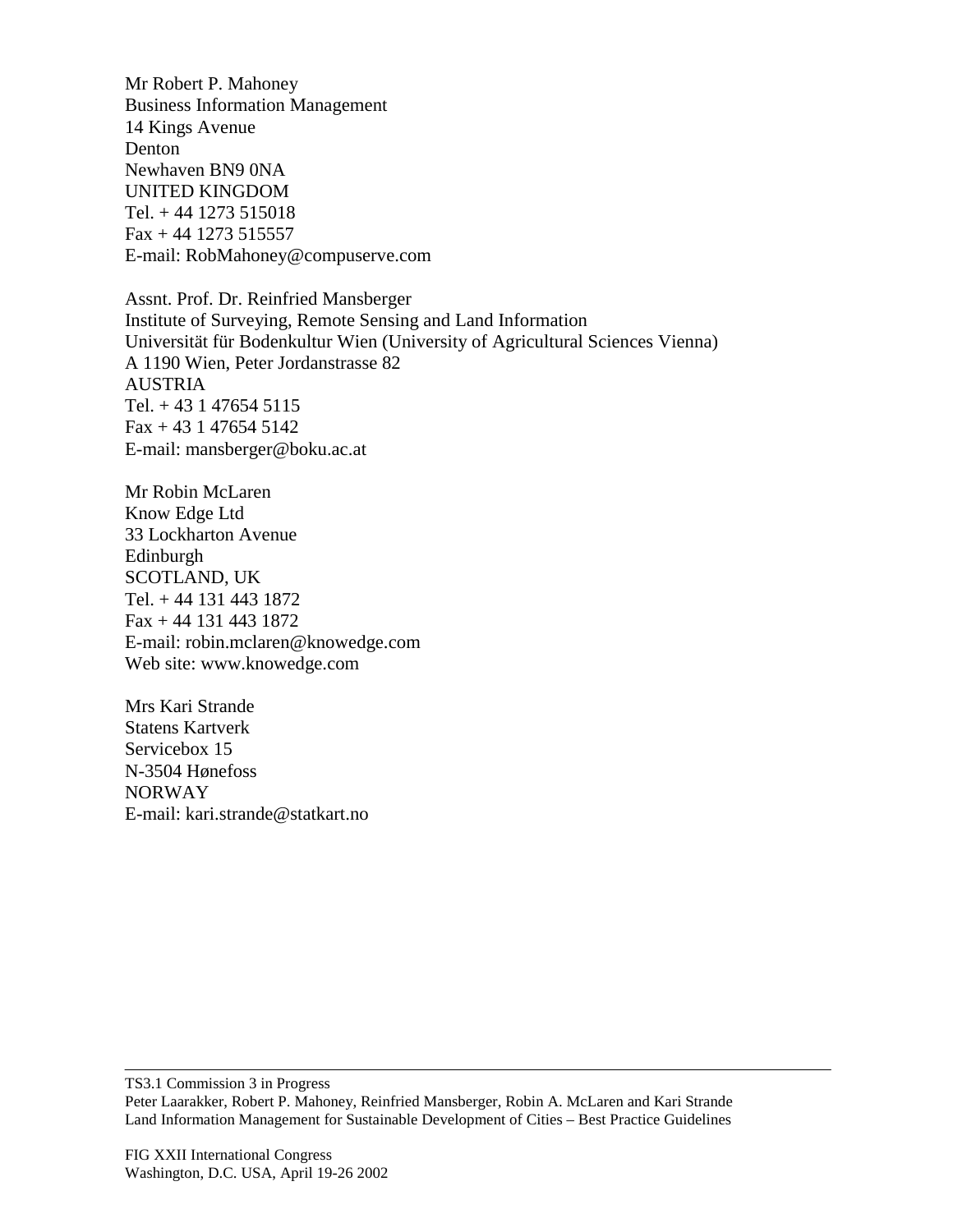Mr Robert P. Mahoney
Business Information Management
14 Kings Avenue
Denton
Newhaven BN9 0NA
UNITED KINGDOM
Tel. + 44 1273 515018
Fax + 44 1273 515557
E-mail: RobMahoney@compuserve.com

Assnt. Prof. Dr. Reinfried Mansberger
Institute of Surveying, Remote Sensing and Land Information
Universität für Bodenkultur Wien (University of Agricultural Sciences Vienna)
A 1190 Wien, Peter Jordanstrasse 82
AUSTRIA
Tel. + 43 1 47654 5115
Fax + 43 1 47654 5142
E-mail: mansberger@boku.ac.at

Mr Robin McLaren
Know Edge Ltd
33 Lockharton Avenue
Edinburgh
SCOTLAND, UK
Tel. + 44 131 443 1872
Fax + 44 131 443 1872
E-mail: robin.mclaren@knowedge.com
Web site: www.knowedge.com

Mrs Kari Strande
Statens Kartverk
Servicebox 15
N-3504 Hønefoss
NORWAY
E-mail: kari.strande@statkart.no